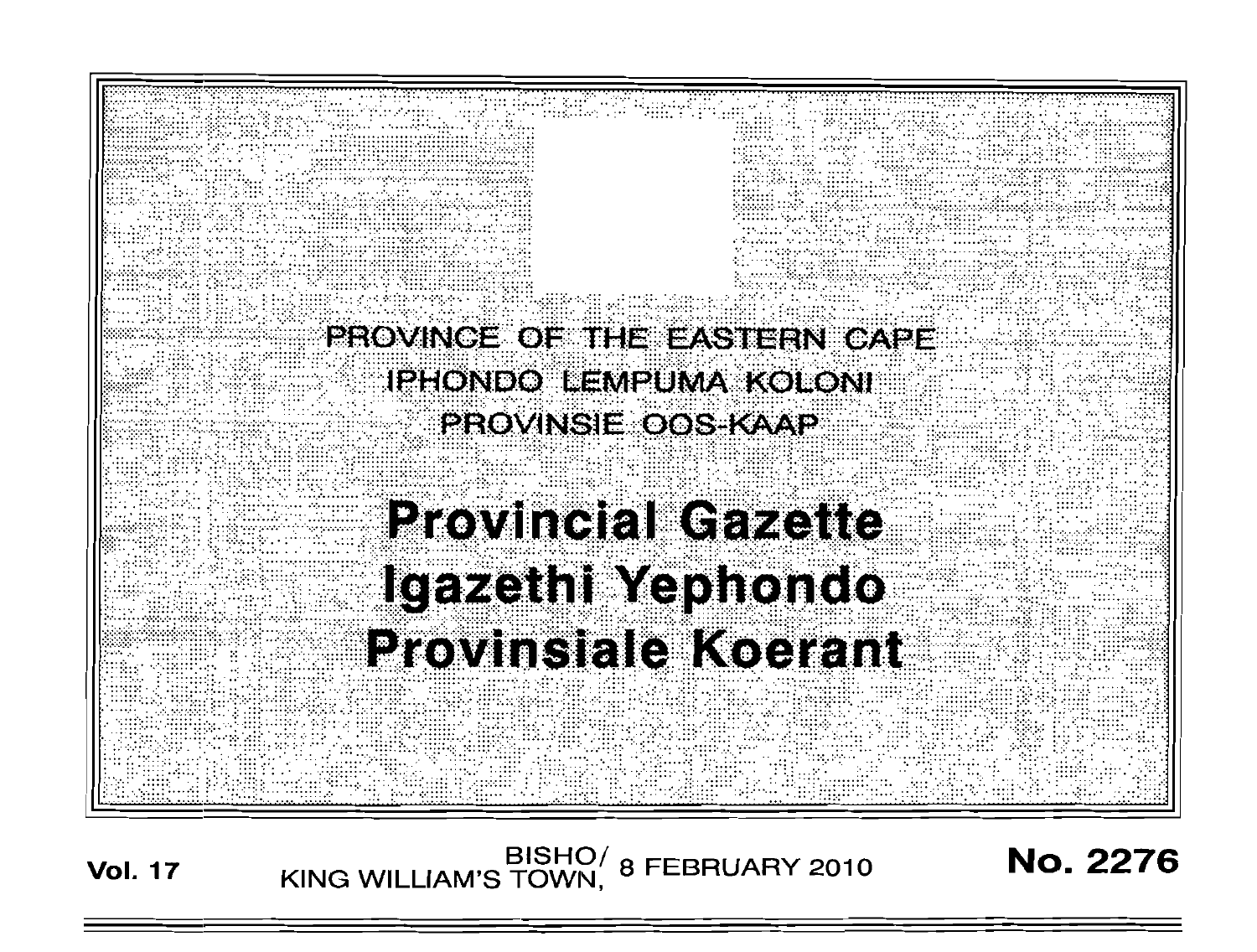PROVINCE OF THE EASTERN CAPE

IPHONDO LEMPUMA KOLONI

PROVINSIE OOS-KAAP

# Provincial Gazette
# Igazethi Yephondo
# Provinsiale Koerant

**Vol. 17** BISHO/ KING WILLIAM'S TOWN, 8 FEBRUARY 2010 **No. 2276**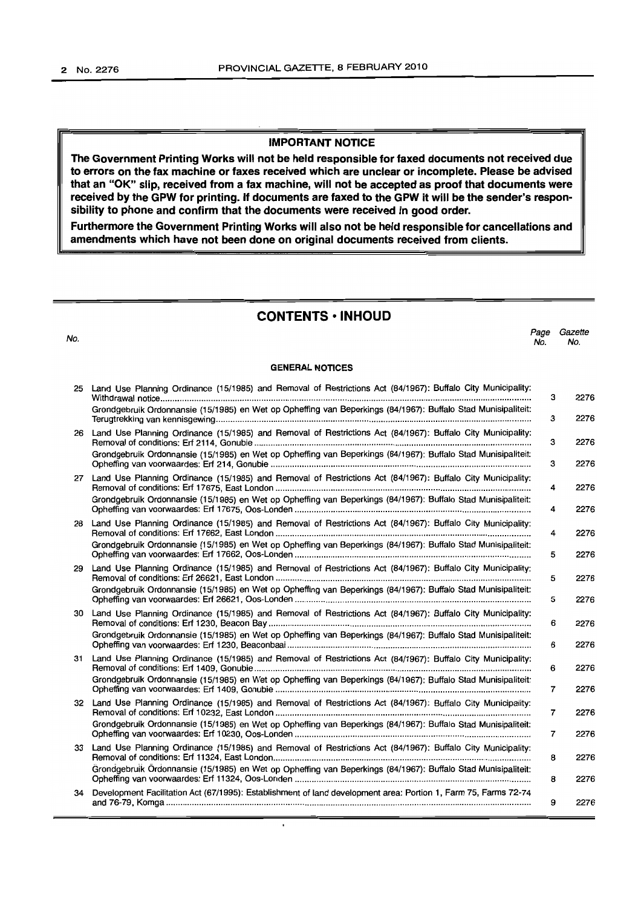**IMPORTANT NOTICE**

**The Government Printing Works will not be held responsible for faxed documents not received due to errors on the fax machine or faxes received which are unclear or incomplete. Please be advised that an "OK" slip, received from a fax machine, will not be accepted as proof that documents were received by the GPW for printing. If documents are faxed to the GPW it will be the sender's responsibility to phone and confirm that the documents were received in good order.**

**Furthermore the Government Printing Works will also not be held responsible for cancellations and amendments which have not been done on original documents received from clients.**

## CONTENTS • INHOUD

| No. | | Page No. | Gazette No. |
|---|---|---|---|
| | **GENERAL NOTICES** | | |
| 25 | Land Use Planning Ordinance (15/1985) and Removal of Restrictions Act (84/1967): Buffalo City Municipality: Withdrawal notice | 3 | 2276 |
| | Grondgebruik Ordonnansie (15/1985) en Wet op Opheffing van Beperkings (84/1967): Buffalo Stad Munisipaliteit: Terugtrekking van kennisgewing | 3 | 2276 |
| 26 | Land Use Planning Ordinance (15/1985) and Removal of Restrictions Act (84/1967): Buffalo City Municipality: Removal of conditions: Erf 2114, Gonubie | 3 | 2276 |
| | Grondgebruik Ordonnansie (15/1985) en Wet op Opheffing van Beperkings (84/1967): Buffalo Stad Munisipaliteit: Opheffing van voorwaardes: Erf 214, Gonubie | 3 | 2276 |
| 27 | Land Use Planning Ordinance (15/1985) and Removal of Restrictions Act (84/1967): Buffalo City Municipality: Removal of conditions: Erf 17675, East London | 4 | 2276 |
| | Grondgebruik Ordonnansie (15/1985) en Wet op Opheffing van Beperkings (84/1967): Buffalo Stad Munisipaliteit: Opheffing van voorwaardes: Erf 17675, Oos-Londen | 4 | 2276 |
| 28 | Land Use Planning Ordinance (15/1985) and Removal of Restrictions Act (84/1967): Buffalo City Municipality: Removal of conditions: Erf 17662, East London | 4 | 2276 |
| | Grondgebruik Ordonnansie (15/1985) en Wet op Opheffing van Beperkings (84/1967): Buffalo Stad Munisipaliteit: Opheffing van voorwaardes: Erf 17662, Oos-Londen | 5 | 2276 |
| 29 | Land Use Planning Ordinance (15/1985) and Removal of Restrictions Act (84/1967): Buffalo City Municipality: Removal of conditions: Erf 26621, East London | 5 | 2276 |
| | Grondgebruik Ordonnansie (15/1985) en Wet op Opheffing van Beperkings (84/1967): Buffalo Stad Munisipaliteit: Opheffing van voorwaardes: Erf 26621, Oos-Londen | 5 | 2276 |
| 30 | Land Use Planning Ordinance (15/1985) and Removal of Restrictions Act (84/1967): Buffalo City Municipality: Removal of conditions: Erf 1230, Beacon Bay | 6 | 2276 |
| | Grondgebruik Ordonnansie (15/1985) en Wet op Opheffing van Beperkings (84/1967): Buffalo Stad Munisipaliteit: Opheffing van voorwaardes: Erf 1230, Beaconbaai | 6 | 2276 |
| 31 | Land Use Planning Ordinance (15/1985) and Removal of Restrictions Act (84/1967): Buffalo City Municipality: Removal of conditions: Erf 1409, Gonubie | 6 | 2276 |
| | Grondgebruik Ordonnansie (15/1985) en Wet op Opheffing van Beperkings (84/1967): Buffalo Stad Munisipaliteit: Opheffing van voorwaardes: Erf 1409, Gonubie | 7 | 2276 |
| 32 | Land Use Planning Ordinance (15/1985) and Removal of Restrictions Act (84/1967): Buffalo City Municipality: Removal of conditions: Erf 10232, East London | 7 | 2276 |
| | Grondgebruik Ordonnansie (15/1985) en Wet op Opheffing van Beperkings (84/1967): Buffalo Stad Munisipaliteit: Opheffing van voorwaardes: Erf 10230, Oos-Londen | 7 | 2276 |
| 33 | Land Use Planning Ordinance (15/1985) and Removal of Restrictions Act (84/1967): Buffalo City Municipality: Removal of conditions: Erf 11324, East London | 8 | 2276 |
| | Grondgebruik Ordonnansie (15/1985) en Wet op Opheffing van Beperkings (84/1967): Buffalo Stad Munisipaliteit: Opheffing van voorwaardes: Erf 11324, Oos-Londen | 8 | 2276 |
| 34 | Development Facilitation Act (67/1995): Establishment of land development area: Portion 1, Farm 75, Farms 72-74 and 76-79, Komga | 9 | 2276 |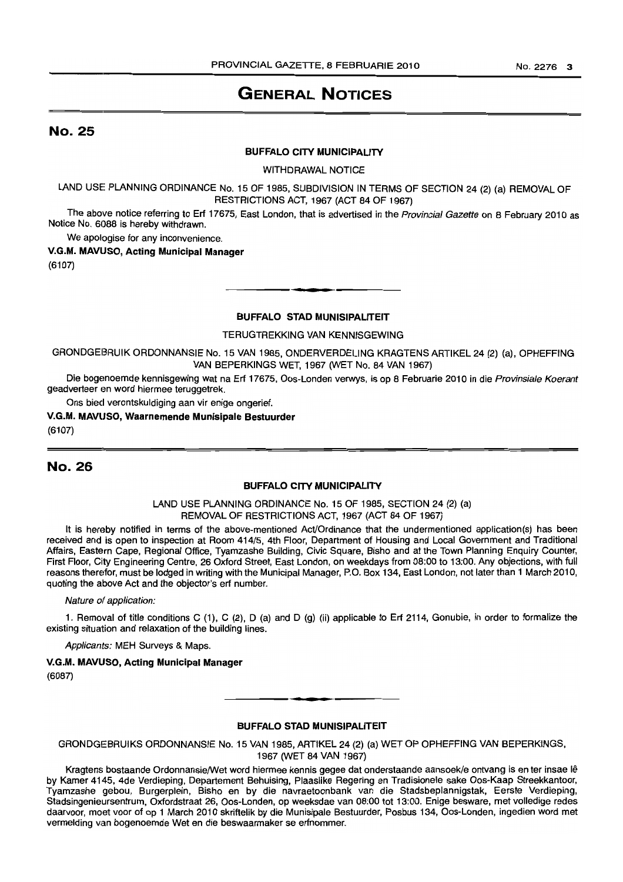# GENERAL NOTICES

## No. 25

**BUFFALO CITY MUNICIPALITY**

WITHDRAWAL NOTICE

LAND USE PLANNING ORDINANCE No. 15 OF 1985, SUBDIVISION IN TERMS OF SECTION 24 (2) (a) REMOVAL OF RESTRICTIONS ACT, 1967 (ACT 84 OF 1967)

The above notice referring to Erf 17675, East London, that is advertised in the *Provincial Gazette* on 8 February 2010 as Notice No. 6088 is hereby withdrawn.

We apologise for any inconvenience.

**V.G.M. MAVUSO, Acting Municipal Manager**

(6107)

---

**BUFFALO STAD MUNISIPALITEIT**

TERUGTREKKING VAN KENNISGEWING

GRONDGEBRUIK ORDONNANSIE No. 15 VAN 1985, ONDERVERDELING KRAGTENS ARTIKEL 24 (2) (a), OPHEFFING VAN BEPERKINGS WET, 1967 (WET No. 84 VAN 1967)

Die bogenoemde kennisgewing wat na Erf 17675, Oos-Londen verwys, is op 8 Februarie 2010 in die *Provinsiale Koerant* geadverteer en word hiermee teruggetrek.

Ons bied verontskuldiging aan vir enige ongerief.

**V.G.M. MAVUSO, Waarnemende Munisipale Bestuurder**

(6107)

## No. 26

**BUFFALO CITY MUNICIPALITY**

LAND USE PLANNING ORDINANCE No. 15 OF 1985, SECTION 24 (2) (a) REMOVAL OF RESTRICTIONS ACT, 1967 (ACT 84 OF 1967)

It is hereby notified in terms of the above-mentioned Act/Ordinance that the undermentioned application(s) has been received and is open to inspection at Room 414/5, 4th Floor, Department of Housing and Local Government and Traditional Affairs, Eastern Cape, Regional Office, Tyamzashe Building, Civic Square, Bisho and at the Town Planning Enquiry Counter, First Floor, City Engineering Centre, 26 Oxford Street, East London, on weekdays from 08:00 to 13:00. Any objections, with full reasons therefor, must be lodged in writing with the Municipal Manager, P.O. Box 134, East London, not later than 1 March 2010, quoting the above Act and the objector's erf number.

*Nature of application:*

1. Removal of title conditions C (1), C (2), D (a) and D (g) (ii) applicable to Erf 2114, Gonubie, in order to formalize the existing situation and relaxation of the building lines.

*Applicants:* MEH Surveys & Maps.

**V.G.M. MAVUSO, Acting Municipal Manager**

(6087)

---

**BUFFALO STAD MUNISIPALITEIT**

GRONDGEBRUIKS ORDONNANSIE No. 15 VAN 1985, ARTIKEL 24 (2) (a) WET OP OPHEFFING VAN BEPERKINGS, 1967 (WET 84 VAN 1967)

Kragtens bostaande Ordonnansie/Wet word hiermee kennis gegee dat onderstaande aansoek/e ontvang is en ter insae lê by Kamer 4145, 4de Verdieping, Departement Behuising, Plaaslike Regering en Tradisionele sake Oos-Kaap Streekkantoor, Tyamzashe gebou, Burgerplein, Bisho en by die navraetoonbank van die Stadsbeplannigstak, Eerste Verdieping, Stadsingenieursentrum, Oxfordstraat 26, Oos-Londen, op weeksdae van 08:00 tot 13:00. Enige besware, met volledige redes daarvoor, moet voor of op 1 March 2010 skriftelik by die Munisipale Bestuurder, Posbus 134, Oos-Londen, ingedien word met vermelding van bogenoemde Wet en die beswaarmaker se erfnommer.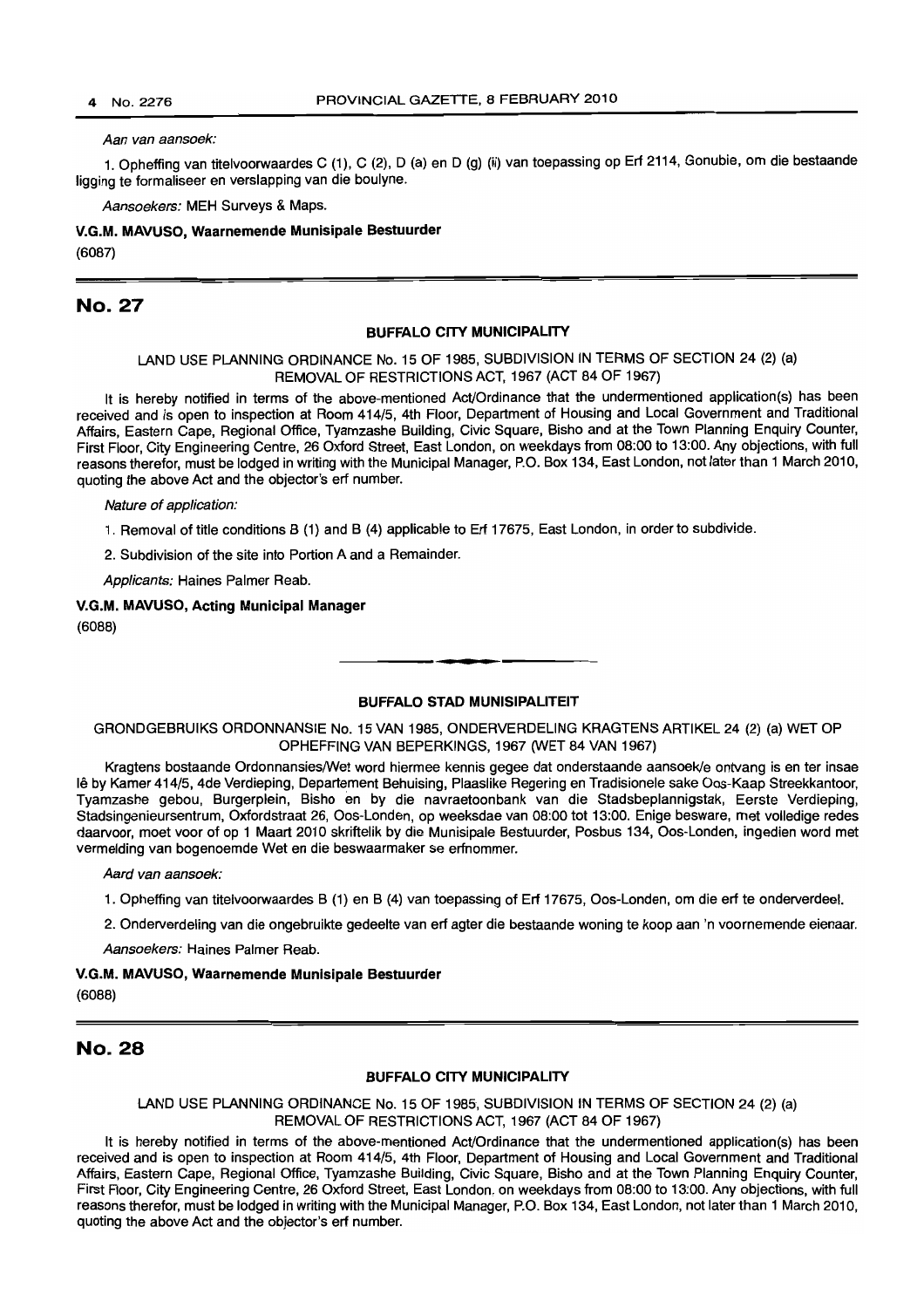*Aan van aansoek:*

1. Opheffing van titelvoorwaardes C (1), C (2), D (a) en D (g) (ii) van toepassing op Erf 2114, Gonubie, om die bestaande ligging te formaliseer en verslapping van die boulyne.

*Aansoekers:* MEH Surveys & Maps.

**V.G.M. MAVUSO, Waarnemende Munisipale Bestuurder**

(6087)

## No. 27

**BUFFALO CITY MUNICIPALITY**

LAND USE PLANNING ORDINANCE No. 15 OF 1985, SUBDIVISION IN TERMS OF SECTION 24 (2) (a) REMOVAL OF RESTRICTIONS ACT, 1967 (ACT 84 OF 1967)

It is hereby notified in terms of the above-mentioned Act/Ordinance that the undermentioned application(s) has been received and is open to inspection at Room 414/5, 4th Floor, Department of Housing and Local Government and Traditional Affairs, Eastern Cape, Regional Office, Tyamzashe Building, Civic Square, Bisho and at the Town Planning Enquiry Counter, First Floor, City Engineering Centre, 26 Oxford Street, East London, on weekdays from 08:00 to 13:00. Any objections, with full reasons therefor, must be lodged in writing with the Municipal Manager, P.O. Box 134, East London, not later than 1 March 2010, quoting the above Act and the objector's erf number.

*Nature of application:*

1. Removal of title conditions B (1) and B (4) applicable to Erf 17675, East London, in order to subdivide.

2. Subdivision of the site into Portion A and a Remainder.

*Applicants:* Haines Palmer Reab.

**V.G.M. MAVUSO, Acting Municipal Manager**

(6088)

---

**BUFFALO STAD MUNISIPALITEIT**

GRONDGEBRUIKS ORDONNANSIE No. 15 VAN 1985, ONDERVERDELING KRAGTENS ARTIKEL 24 (2) (a) WET OP OPHEFFING VAN BEPERKINGS, 1967 (WET 84 VAN 1967)

Kragtens bostaande Ordonnansies/Wet word hiermee kennis gegee dat onderstaande aansoek/e ontvang is en ter insae lê by Kamer 414/5, 4de Verdieping, Departement Behuising, Plaaslike Regering en Tradisionele sake Oos-Kaap Streekkantoor, Tyamzashe gebou, Burgerplein, Bisho en by die navraetoonbank van die Stadsbeplannigstak, Eerste Verdieping, Stadsingenieursentrum, Oxfordstraat 26, Oos-Londen, op weeksdae van 08:00 tot 13:00. Enige besware, met volledige redes daarvoor, moet voor of op 1 Maart 2010 skriftelik by die Munisipale Bestuurder, Posbus 134, Oos-Londen, ingedien word met vermelding van bogenoemde Wet en die beswaarmaker se erfnommer.

*Aard van aansoek:*

1. Opheffing van titelvoorwaardes B (1) en B (4) van toepassing of Erf 17675, Oos-Londen, om die erf te onderverdeel.

2. Onderverdeling van die ongebruikte gedeelte van erf agter die bestaande woning te koop aan 'n voornemende eienaar.

*Aansoekers:* Haines Palmer Reab.

**V.G.M. MAVUSO, Waarnemende Munisipale Bestuurder**

(6088)

## No. 28

**BUFFALO CITY MUNICIPALITY**

LAND USE PLANNING ORDINANCE No. 15 OF 1985, SUBDIVISION IN TERMS OF SECTION 24 (2) (a) REMOVAL OF RESTRICTIONS ACT, 1967 (ACT 84 OF 1967)

It is hereby notified in terms of the above-mentioned Act/Ordinance that the undermentioned application(s) has been received and is open to inspection at Room 414/5, 4th Floor, Department of Housing and Local Government and Traditional Affairs, Eastern Cape, Regional Office, Tyamzashe Building, Civic Square, Bisho and at the Town Planning Enquiry Counter, First Floor, City Engineering Centre, 26 Oxford Street, East London. on weekdays from 08:00 to 13:00. Any objections, with full reasons therefor, must be lodged in writing with the Municipal Manager, P.O. Box 134, East London, not later than 1 March 2010, quoting the above Act and the objector's erf number.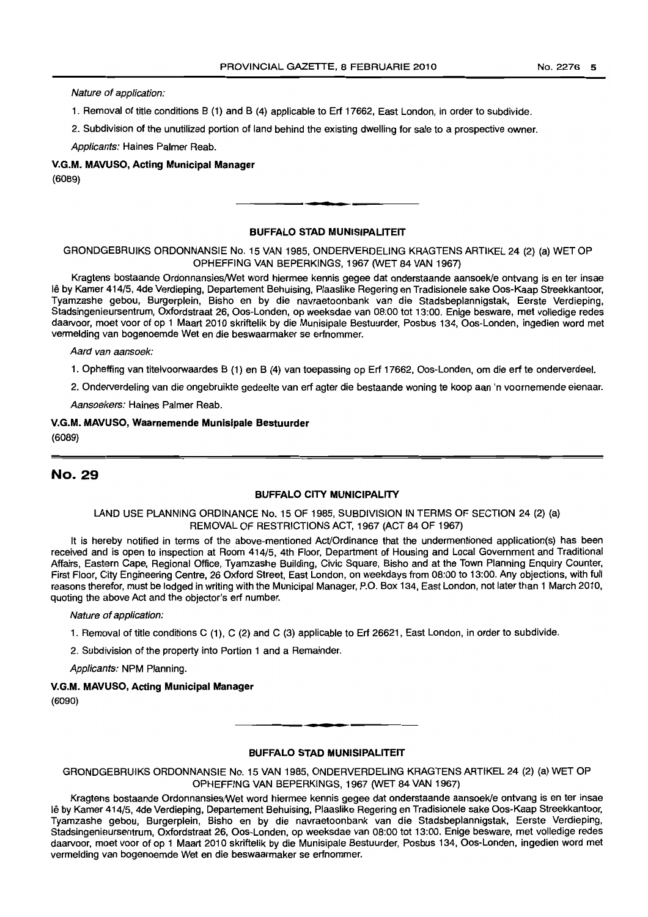*Nature of application:*

1. Removal of title conditions B (1) and B (4) applicable to Erf 17662, East London, in order to subdivide.

2. Subdivision of the unutilized portion of land behind the existing dwelling for sale to a prospective owner.

*Applicants:* Haines Palmer Reab.

**V.G.M. MAVUSO, Acting Municipal Manager**

(6089)

---

**BUFFALO STAD MUNISIPALITEIT**

GRONDGEBRUIKS ORDONNANSIE No. 15 VAN 1985, ONDERVERDELING KRAGTENS ARTIKEL 24 (2) (a) WET OP OPHEFFING VAN BEPERKINGS, 1967 (WET 84 VAN 1967)

Kragtens bostaande Ordonnansies/Wet word hiermee kennis gegee dat onderstaande aansoek/e ontvang is en ter insae lê by Kamer 414/5, 4de Verdieping, Departement Behuising, Plaaslike Regering en Tradisionele sake Oos-Kaap Streekkantoor, Tyamzashe gebou, Burgerplein, Bisho en by die navraetoonbank van die Stadsbeplannigstak, Eerste Verdieping, Stadsingenieursentrum, Oxfordstraat 26, Oos-Londen, op weeksdae van 08:00 tot 13:00. Enige besware, met volledige redes daarvoor, moet voor of op 1 Maart 2010 skriftelik by die Munisipale Bestuurder, Posbus 134, Oos-Londen, ingedien word met vermelding van bogenoemde Wet en die beswaarmaker se erfnommer.

*Aard van aansoek:*

1. Opheffing van titelvoorwaardes B (1) en B (4) van toepassing op Erf 17662, Oos-Londen, om die erf te onderverdeel.

2. Onderverdeling van die ongebruikte gedeelte van erf agter die bestaande woning te koop aan 'n voornemende eienaar.

*Aansoekers:* Haines Palmer Reab.

**V.G.M. MAVUSO, Waarnemende Munisipale Bestuurder**

(6089)

---

## No. 29

**BUFFALO CITY MUNICIPALITY**

LAND USE PLANNING ORDINANCE No. 15 OF 1985, SUBDIVISION IN TERMS OF SECTION 24 (2) (a) REMOVAL OF RESTRICTIONS ACT, 1967 (ACT 84 OF 1967)

It is hereby notified in terms of the above-mentioned Act/Ordinance that the undermentioned application(s) has been received and is open to inspection at Room 414/5, 4th Floor, Department of Housing and Local Government and Traditional Affairs, Eastern Cape, Regional Office, Tyamzashe Building, Civic Square, Bisho and at the Town Planning Enquiry Counter, First Floor, City Engineering Centre, 26 Oxford Street, East London, on weekdays from 08:00 to 13:00. Any objections, with full reasons therefor, must be lodged in writing with the Municipal Manager, P.O. Box 134, East London, not later than 1 March 2010, quoting the above Act and the objector's erf number.

*Nature of application:*

1. Removal of title conditions C (1), C (2) and C (3) applicable to Erf 26621, East London, in order to subdivide.

2. Subdivision of the property into Portion 1 and a Remainder.

*Applicants:* NPM Planning.

**V.G.M. MAVUSO, Acting Municipal Manager**

(6090)

---

**BUFFALO STAD MUNISIPALITEIT**

GRONDGEBRUIKS ORDONNANSIE No. 15 VAN 1985, ONDERVERDELING KRAGTENS ARTIKEL 24 (2) (a) WET OP OPHEFFING VAN BEPERKINGS, 1967 (WET 84 VAN 1967)

Kragtens bostaande Ordonnansies/Wet word hiermee kennis gegee dat onderstaande aansoek/e ontvang is en ter insae lê by Kamer 414/5, 4de Verdieping, Departement Behuising, Plaaslike Regering en Tradisionele sake Oos-Kaap Streekkantoor, Tyamzashe gebou, Burgerplein, Bisho en by die navraetoonbank van die Stadsbeplannigstak, Eerste Verdieping, Stadsingenieursentrum, Oxfordstraat 26, Oos-Londen, op weeksdae van 08:00 tot 13:00. Enige besware, met volledige redes daarvoor, moet voor of op 1 Maart 2010 skriftelik by die Munisipale Bestuurder, Posbus 134, Oos-Londen, ingedien word met vermelding van bogenoemde Wet en die beswaarmaker se erfnommer.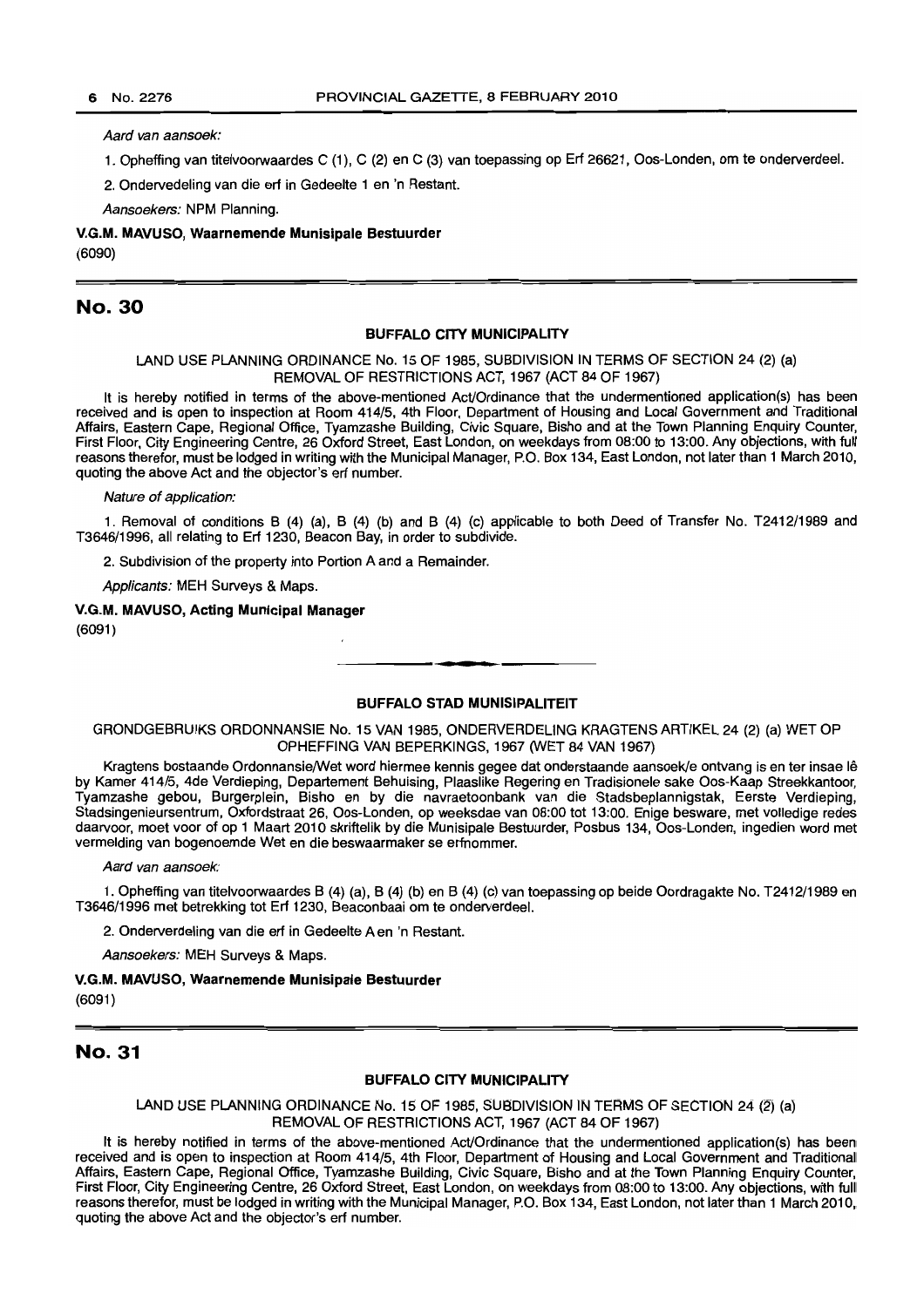*Aard van aansoek:*

1. Opheffing van titelvoorwaardes C (1), C (2) en C (3) van toepassing op Erf 26621, Oos-Londen, om te onderverdeel.

2. Ondervedeling van die erf in Gedeelte 1 en 'n Restant.

*Aansoekers:* NPM Planning.

**V.G.M. MAVUSO, Waarnemende Munisipale Bestuurder**

(6090)

## No. 30

**BUFFALO CITY MUNICIPALITY**

LAND USE PLANNING ORDINANCE No. 15 OF 1985, SUBDIVISION IN TERMS OF SECTION 24 (2) (a) REMOVAL OF RESTRICTIONS ACT, 1967 (ACT 84 OF 1967)

It is hereby notified in terms of the above-mentioned Act/Ordinance that the undermentioned application(s) has been received and is open to inspection at Room 414/5, 4th Floor, Department of Housing and Local Government and Traditional Affairs, Eastern Cape, Regional Office, Tyamzashe Building, Civic Square, Bisho and at the Town Planning Enquiry Counter, First Floor, City Engineering Centre, 26 Oxford Street, East London, on weekdays from 08:00 to 13:00. Any objections, with full reasons therefor, must be lodged in writing with the Municipal Manager, P.O. Box 134, East London, not later than 1 March 2010, quoting the above Act and the objector's erf number.

*Nature of application:*

1. Removal of conditions B (4) (a), B (4) (b) and B (4) (c) applicable to both Deed of Transfer No. T2412/1989 and T3646/1996, all relating to Erf 1230, Beacon Bay, in order to subdivide.

2. Subdivision of the property into Portion A and a Remainder.

*Applicants:* MEH Surveys & Maps.

**V.G.M. MAVUSO, Acting Municipal Manager**

(6091)

---

**BUFFALO STAD MUNISIPALITEIT**

GRONDGEBRUIKS ORDONNANSIE No. 15 VAN 1985, ONDERVERDELING KRAGTENS ARTIKEL 24 (2) (a) WET OP OPHEFFING VAN BEPERKINGS, 1967 (WET 84 VAN 1967)

Kragtens bostaande Ordonnansie/Wet word hiermee kennis gegee dat onderstaande aansoek/e ontvang is en ter insae lê by Kamer 414/5, 4de Verdieping, Departement Behuising, Plaaslike Regering en Tradisionele sake Oos-Kaap Streekkantoor, Tyamzashe gebou, Burgerplein, Bisho en by die navraetoonbank van die Stadsbeplannigstak, Eerste Verdieping, Stadsingenieursentrum, Oxfordstraat 26, Oos-Londen, op weeksdae van 08:00 tot 13:00. Enige besware, met volledige redes daarvoor, moet voor of op 1 Maart 2010 skriftelik by die Munisipale Bestuurder, Posbus 134, Oos-Londen, ingedien word met vermelding van bogenoemde Wet en die beswaarmaker se erfnommer.

*Aard van aansoek:*

1. Opheffing van titelvoorwaardes B (4) (a), B (4) (b) en B (4) (c) van toepassing op beide Oordragakte No. T2412/1989 en T3646/1996 met betrekking tot Erf 1230, Beaconbaai om te onderverdeel.

2. Onderverdeling van die erf in Gedeelte A en 'n Restant.

*Aansoekers:* MEH Surveys & Maps.

**V.G.M. MAVUSO, Waarnemende Munisipale Bestuurder**

(6091)

## No. 31

**BUFFALO CITY MUNICIPALITY**

LAND USE PLANNING ORDINANCE No. 15 OF 1985, SUBDIVISION IN TERMS OF SECTION 24 (2) (a) REMOVAL OF RESTRICTIONS ACT, 1967 (ACT 84 OF 1967)

It is hereby notified in terms of the above-mentioned Act/Ordinance that the undermentioned application(s) has been received and is open to inspection at Room 414/5, 4th Floor, Department of Housing and Local Government and Traditional Affairs, Eastern Cape, Regional Office, Tyamzashe Building, Civic Square, Bisho and at the Town Planning Enquiry Counter, First Floor, City Engineering Centre, 26 Oxford Street, East London, on weekdays from 08:00 to 13:00. Any objections, with full reasons therefor, must be lodged in writing with the Municipal Manager, P.O. Box 134, East London, not later than 1 March 2010, quoting the above Act and the objector's erf number.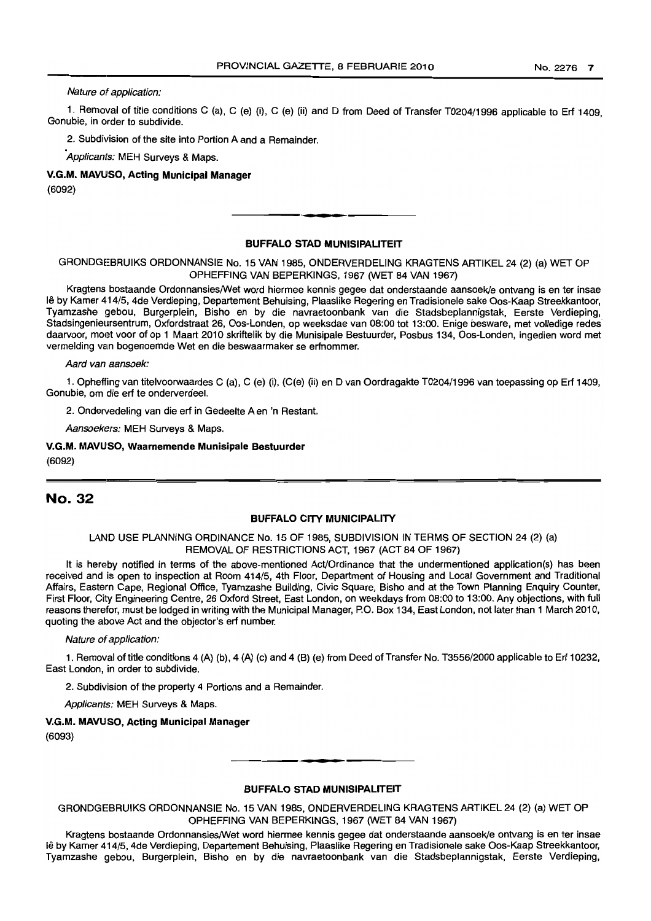*Nature of application:*

1. Removal of title conditions C (a), C (e) (i), C (e) (ii) and D from Deed of Transfer T0204/1996 applicable to Erf 1409, Gonubie, in order to subdivide.

2. Subdivision of the site into Portion A and a Remainder.

*Applicants:* MEH Surveys & Maps.

**V.G.M. MAVUSO, Acting Municipal Manager**

(6092)

---

**BUFFALO STAD MUNISIPALITEIT**

GRONDGEBRUIKS ORDONNANSIE No. 15 VAN 1985, ONDERVERDELING KRAGTENS ARTIKEL 24 (2) (a) WET OP OPHEFFING VAN BEPERKINGS, 1967 (WET 84 VAN 1967)

Kragtens bostaande Ordonnansies/Wet word hiermee kennis gegee dat onderstaande aansoek/e ontvang is en ter insae lê by Kamer 414/5, 4de Verdieping, Departement Behuising, Plaaslike Regering en Tradisionele sake Oos-Kaap Streekkantoor, Tyamzashe gebou, Burgerplein, Bisho en by die navraetoonbank van die Stadsbeplannigstak, Eerste Verdieping, Stadsingenieursentrum, Oxfordstraat 26, Oos-Londen, op weeksdae van 08:00 tot 13:00. Enige besware, met volledige redes daarvoor, moet voor of op 1 Maart 2010 skriftelik by die Munisipale Bestuurder, Posbus 134, Oos-Londen, ingedien word met vermelding van bogenoemde Wet en die beswaarmaker se erfnommer.

*Aard van aansoek:*

1. Opheffing van titelvoorwaardes C (a), C (e) (i), (C(e) (ii) en D van Oordragakte T0204/1996 van toepassing op Erf 1409, Gonubie, om die erf te onderverdeel.

2. Ondervedeling van die erf in Gedeelte A en 'n Restant.

*Aansoekers:* MEH Surveys & Maps.

**V.G.M. MAVUSO, Waarnemende Munisipale Bestuurder**

(6092)

---

## No. 32

**BUFFALO CITY MUNICIPALITY**

LAND USE PLANNING ORDINANCE No. 15 OF 1985, SUBDIVISION IN TERMS OF SECTION 24 (2) (a) REMOVAL OF RESTRICTIONS ACT, 1967 (ACT 84 OF 1967)

It is hereby notified in terms of the above-mentioned Act/Ordinance that the undermentioned application(s) has been received and is open to inspection at Room 414/5, 4th Floor, Department of Housing and Local Government and Traditional Affairs, Eastern Cape, Regional Office, Tyamzashe Building, Civic Square, Bisho and at the Town Planning Enquiry Counter, First Floor, City Engineering Centre, 26 Oxford Street, East London, on weekdays from 08:00 to 13:00. Any objections, with full reasons therefor, must be lodged in writing with the Municipal Manager, P.O. Box 134, East London, not later than 1 March 2010, quoting the above Act and the objector's erf number.

*Nature of application:*

1. Removal of title conditions 4 (A) (b), 4 (A) (c) and 4 (B) (e) from Deed of Transfer No. T3556/2000 applicable to Erf 10232, East London, in order to subdivide.

2. Subdivision of the property 4 Portions and a Remainder.

*Applicants:* MEH Surveys & Maps.

**V.G.M. MAVUSO, Acting Municipal Manager**

(6093)

---

**BUFFALO STAD MUNISIPALITEIT**

GRONDGEBRUIKS ORDONNANSIE No. 15 VAN 1985, ONDERVERDELING KRAGTENS ARTIKEL 24 (2) (a) WET OP OPHEFFING VAN BEPERKINGS, 1967 (WET 84 VAN 1967)

Kragtens bostaande Ordonnansies/Wet word hiermee kennis gegee dat onderstaande aansoek/e ontvang is en ter insae lê by Kamer 414/5, 4de Verdieping, Departement Behuising, Plaaslike Regering en Tradisionele sake Oos-Kaap Streekkantoor, Tyamzashe gebou, Burgerplein, Bisho en by die navraetoonbank van die Stadsbeplannigstak, Eerste Verdieping,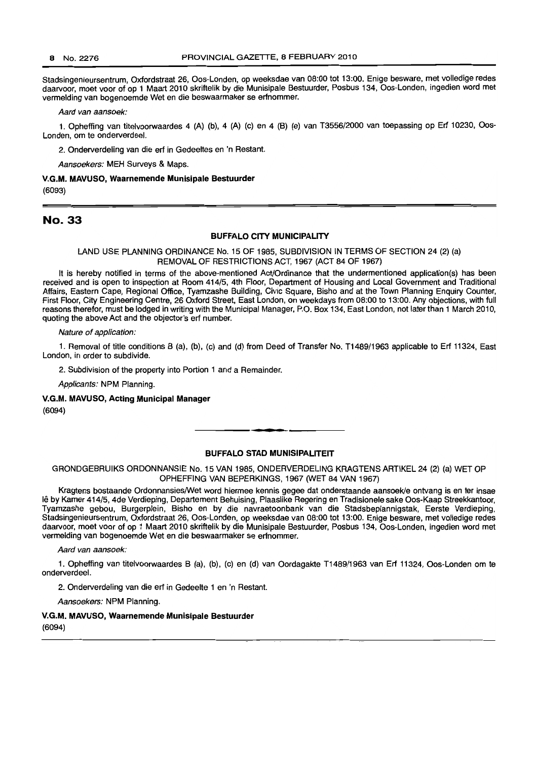Stadsingenieursentrum, Oxfordstraat 26, Oos-Londen, op weeksdae van 08:00 tot 13:00. Enige besware, met volledige redes daarvoor, moet voor of op 1 Maart 2010 skriftelik by die Munisipale Bestuurder, Posbus 134, Oos-Londen, ingedien word met vermelding van bogenoemde Wet en die beswaarmaker se erfnommer.

*Aard van aansoek:*

1. Opheffing van titelvoorwaardes 4 (A) (b), 4 (A) (c) en 4 (B) (e) van T3556/2000 van toepassing op Erf 10230, Oos-Londen, om te onderverdeel.

2. Onderverdeling van die erf in Gedeeltes en 'n Restant.

*Aansoekers:* MEH Surveys & Maps.

**V.G.M. MAVUSO, Waarnemende Munisipale Bestuurder**

(6093)

## No. 33

### BUFFALO CITY MUNICIPALITY

LAND USE PLANNING ORDINANCE No. 15 OF 1985, SUBDIVISION IN TERMS OF SECTION 24 (2) (a) REMOVAL OF RESTRICTIONS ACT, 1967 (ACT 84 OF 1967)

It is hereby notified in terms of the above-mentioned Act/Ordinance that the undermentioned application(s) has been received and is open to inspection at Room 414/5, 4th Floor, Department of Housing and Local Government and Traditional Affairs, Eastern Cape, Regional Office, Tyamzashe Building, Civic Square, Bisho and at the Town Planning Enquiry Counter, First Floor, City Engineering Centre, 26 Oxford Street, East London, on weekdays from 08:00 to 13:00. Any objections, with full reasons therefor, must be lodged in writing with the Municipal Manager, P.O. Box 134, East London, not later than 1 March 2010, quoting the above Act and the objector's erf number.

*Nature of application:*

1. Removal of title conditions B (a), (b), (c) and (d) from Deed of Transfer No. T1489/1963 applicable to Erf 11324, East London, in order to subdivide.

2. Subdivision of the property into Portion 1 and a Remainder.

*Applicants:* NPM Planning.

**V.G.M. MAVUSO, Acting Municipal Manager**

(6094)

---

### BUFFALO STAD MUNISIPALITEIT

GRONDGEBRUIKS ORDONNANSIE No. 15 VAN 1985, ONDERVERDELING KRAGTENS ARTIKEL 24 (2) (a) WET OP OPHEFFING VAN BEPERKINGS, 1967 (WET 84 VAN 1967)

Kragtens bostaande Ordonnansies/Wet word hiermee kennis gegee dat onderstaande aansoek/e ontvang is en ter insae lê by Kamer 414/5, 4de Verdieping, Departement Behuising, Plaaslike Regering en Tradisionele sake Oos-Kaap Streekkantoor, Tyamzashe gebou, Burgerplein, Bisho en by die navraetoonbank van die Stadsbeplannigstak, Eerste Verdieping, Stadsingenieursentrum, Oxfordstraat 26, Oos-Londen, op weeksdae van 08:00 tot 13:00. Enige besware, met volledige redes daarvoor, moet voor of op 1 Maart 2010 skriftelik by die Munisipale Bestuurder, Posbus 134, Oos-Londen, ingedien word met vermelding van bogenoemde Wet en die beswaarmaker se erfnommer.

*Aard van aansoek:*

1. Opheffing van titelvoorwaardes B (a), (b), (c) en (d) van Oordagakte T1489/1963 van Erf 11324, Oos-Londen om te onderverdeel.

2. Onderverdeling van die erf in Gedeelte 1 en 'n Restant.

*Aansoekers:* NPM Planning.

**V.G.M. MAVUSO, Waarnemende Munisipale Bestuurder**

(6094)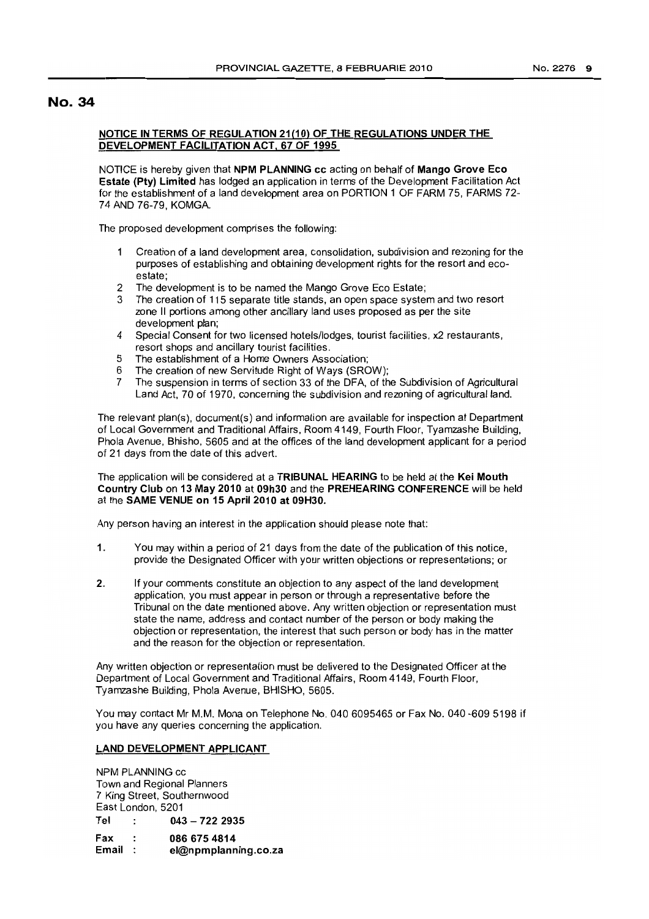# No. 34

**NOTICE IN TERMS OF REGULATION 21(10) OF THE REGULATIONS UNDER THE DEVELOPMENT FACILITATION ACT, 67 OF 1995**

NOTICE is hereby given that **NPM PLANNING cc** acting on behalf of **Mango Grove Eco Estate (Pty) Limited** has lodged an application in terms of the Development Facilitation Act for the establishment of a land development area on PORTION 1 OF FARM 75, FARMS 72-74 AND 76-79, KOMGA.

The proposed development comprises the following:

1. Creation of a land development area, consolidation, subdivision and rezoning for the purposes of establishing and obtaining development rights for the resort and eco-estate;
2. The development is to be named the Mango Grove Eco Estate;
3. The creation of 115 separate title stands, an open space system and two resort zone II portions among other ancillary land uses proposed as per the site development plan;
4. Special Consent for two licensed hotels/lodges, tourist facilities, x2 restaurants, resort shops and ancillary tourist facilities.
5. The establishment of a Home Owners Association;
6. The creation of new Servitude Right of Ways (SROW);
7. The suspension in terms of section 33 of the DFA, of the Subdivision of Agricultural Land Act, 70 of 1970, concerning the subdivision and rezoning of agricultural land.

The relevant plan(s), document(s) and information are available for inspection at Department of Local Government and Traditional Affairs, Room 4149, Fourth Floor, Tyamzashe Building, Phola Avenue, Bhisho, 5605 and at the offices of the land development applicant for a period of 21 days from the date of this advert.

The application will be considered at a **TRIBUNAL HEARING** to be held at the **Kei Mouth Country Club** on **13 May 2010** at **09h30** and the **PREHEARING CONFERENCE** will be held at the **SAME VENUE on 15 April 2010 at 09H30.**

Any person having an interest in the application should please note that:

1. You may within a period of 21 days from the date of the publication of this notice, provide the Designated Officer with your written objections or representations; or
2. If your comments constitute an objection to any aspect of the land development application, you must appear in person or through a representative before the Tribunal on the date mentioned above. Any written objection or representation must state the name, address and contact number of the person or body making the objection or representation, the interest that such person or body has in the matter and the reason for the objection or representation.

Any written objection or representation must be delivered to the Designated Officer at the Department of Local Government and Traditional Affairs, Room 4149, Fourth Floor, Tyamzashe Building, Phola Avenue, BHISHO, 5605.

You may contact Mr M.M. Mona on Telephone No. 040 6095465 or Fax No. 040 -609 5198 if you have any queries concerning the application.

**LAND DEVELOPMENT APPLICANT**

NPM PLANNING cc
Town and Regional Planners
7 King Street, Southernwood
East London, 5201
Tel : **043 – 722 2935**
**Fax : 086 675 4814**
**Email : el@npmplanning.co.za**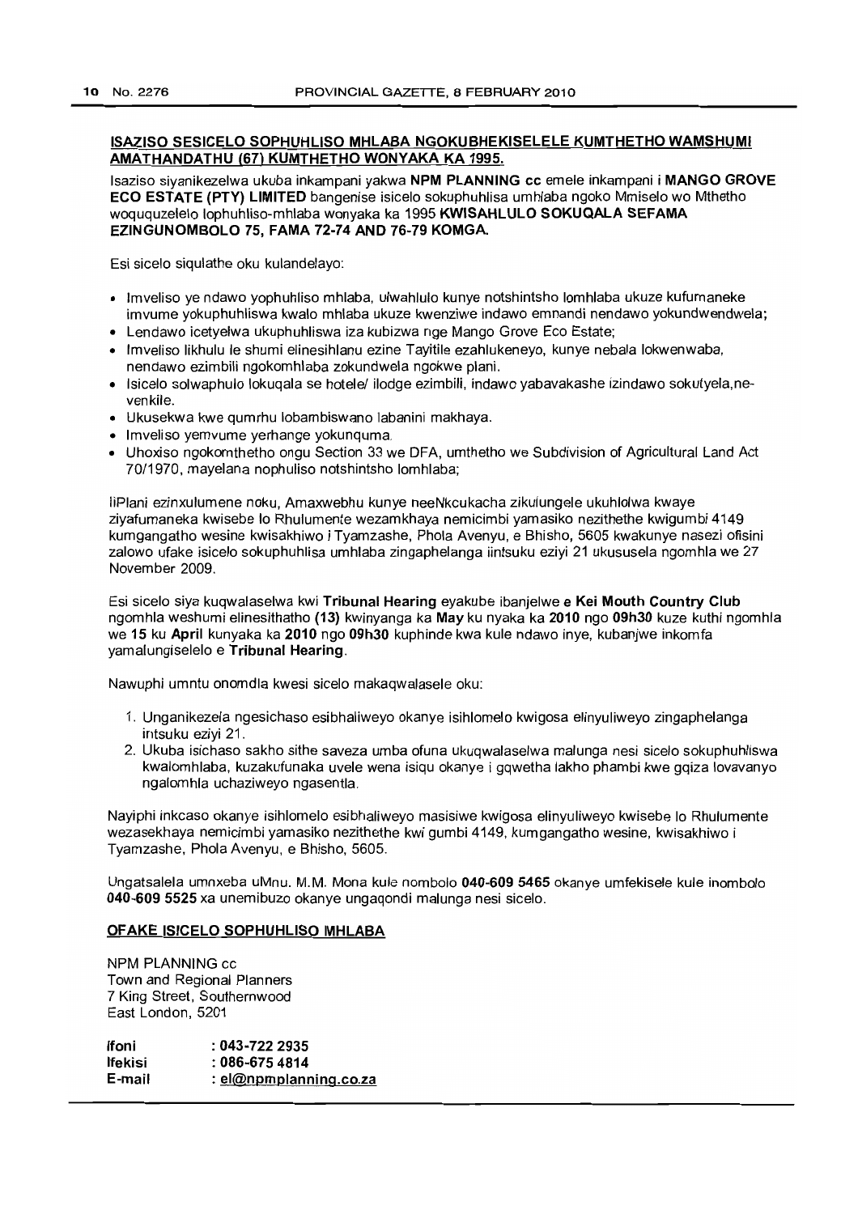## ISAZISO SESICELO SOPHUHLISO MHLABA NGOKUBHEKISELELE KUMTHETHO WAMSHUMI AMATHANDATHU (67) KUMTHETHO WONYAKA KA 1995.

Isaziso siyanikezelwa ukuba inkampani yakwa **NPM PLANNING cc** emele inkampani i **MANGO GROVE ECO ESTATE (PTY) LIMITED** bangenise isicelo sokuphuhlisa umhlaba ngoko Mmiselo wo Mthetho woququzelelo lophuhliso-mhlaba wonyaka ka 1995 **KWISAHLULO SOKUQALA SEFAMA EZINGUNOMBOLO 75, FAMA 72-74 AND 76-79 KOMGA.**

Esi sicelo siqulathe oku kulandelayo:

- Imveliso ye ndawo yophuhliso mhlaba, ulwahlulo kunye notshintsho lomhlaba ukuze kufumaneke imvume yokuphuhliswa kwalo mhlaba ukuze kwenziwe indawo emnandi nendawo yokundwendwela;
- Lendawo icetyelwa ukuphuhliswa iza kubizwa nge Mango Grove Eco Estate;
- Imveliso likhulu le shumi elinesihlanu ezine Tayitile ezahlukeneyo, kunye nebala lokwenwaba, nendawo ezimbili ngokomhlaba zokundwela ngokwe plani.
- Isicelo solwaphulo lokuqala se hotele/ ilodge ezimbili, indawo yabavakashe izindawo sokutyela,ne-venkile.
- Ukusekwa kwe qumrhu lobambiswano labanini makhaya.
- Imveliso yemvume yerhange yokunquma.
- Uhoxiso ngokomthetho ongu Section 33 we DFA, umthetho we Subdivision of Agricultural Land Act 70/1970, mayelana nophuliso notshintsho lomhlaba;

IiPlani ezinxulumene noku, Amaxwebhu kunye neeNkcukacha zikulungele ukuhlolwa kwaye ziyafumaneka kwisebe lo Rhulumente wezamkhaya nemicimbi yamasiko nezithethe kwigumbi 4149 kumgangatho wesine kwisakhiwo i Tyamzashe, Phola Avenyu, e Bhisho, 5605 kwakunye nasezi ofisini zalowo ufake isicelo sokuphuhlisa umhlaba zingaphelanga iintsuku eziyi 21 ukususela ngomhla we 27 November 2009.

Esi sicelo siya kuqwalaselwa kwi **Tribunal Hearing** eyakube ibanjelwe **e Kei Mouth Country Club** ngomhla weshumi elinesithatho **(13)** kwinyanga ka **May** ku nyaka ka **2010** ngo **09h30** kuze kuthi ngomhla we **15** ku **April** kunyaka ka **2010** ngo **09h30** kuphinde kwa kule ndawo inye, kubanjwe inkomfa yamalungiselelo e **Tribunal Hearing**.

Nawuphi umntu onomdla kwesi sicelo makaqwalasele oku:

1. Unganikezela ngesichaso esibhaliweyo okanye isihlomelo kwigosa elinyuliweyo zingaphelanga intsuku eziyi 21.
2. Ukuba isichaso sakho sithe saveza umba ofuna ukuqwalaselwa malunga nesi sicelo sokuphuhliswa kwalomhlaba, kuzakufunaka uvele wena isiqu okanye i gqwetha lakho phambi kwe gqiza lovavanyo ngalomhla uchaziweyo ngasentla.

Nayiphi inkcaso okanye isihlomelo esibhaliweyo masisiwe kwigosa elinyuliweyo kwisebe lo Rhulumente wezasekhaya nemicimbi yamasiko nezithethe kwi gumbi 4149, kumgangatho wesine, kwisakhiwo i Tyamzashe, Phola Avenyu, e Bhisho, 5605.

Ungatsalela umnxeba uMnu. M.M. Mona kule nombolo **040-609 5465** okanye umfekisele kule inombolo **040-609 5525** xa unemibuzo okanye ungaqondi malunga nesi sicelo.

### OFAKE ISICELO SOPHUHLISO MHLABA

NPM PLANNING cc
Town and Regional Planners
7 King Street, Southernwood
East London, 5201

**Ifoni** : **043-722 2935**
**Ifekisi** : **086-675 4814**
**E-mail** : **el@npmplanning.co.za**